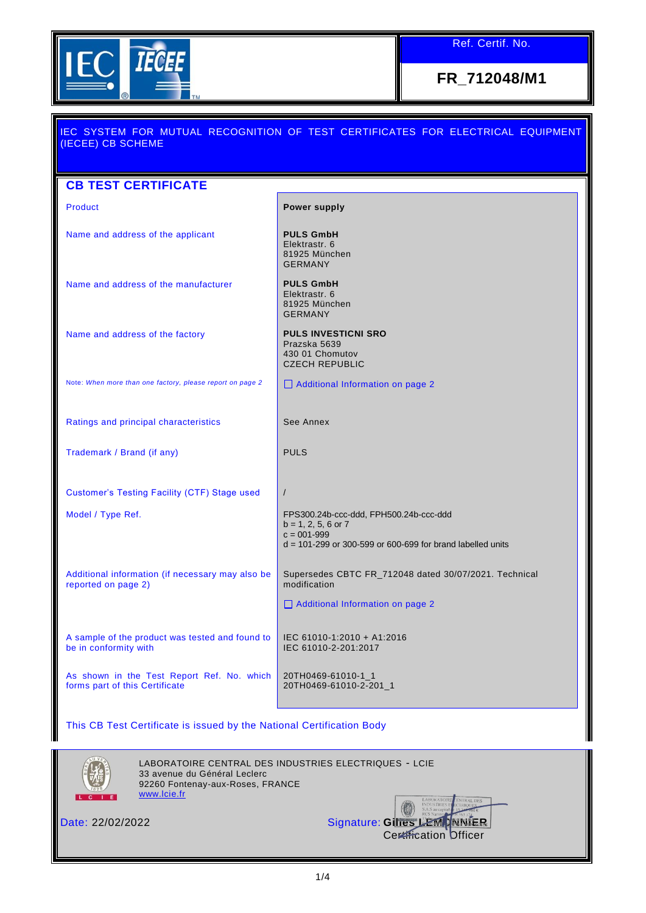Ref. Certif. No.

**FR_712048/M1**

IEC SYSTEM FOR MUTUAL RECOGNITION OF TEST CERTIFICATES FOR ELECTRICAL EQUIPMENT (IECEE) CB SCHEME

## CB TEST CERTIFICATE

| | |
|---|---|
| Product | **Power supply** |
| Name and address of the applicant | **PULS GmbH**<br>Elektrastr. 6<br>81925 München<br>GERMANY |
| Name and address of the manufacturer | **PULS GmbH**<br>Elektrastr. 6<br>81925 München<br>GERMANY |
| Name and address of the factory | **PULS INVESTICNI SRO**<br>Prazska 5639<br>430 01 Chomutov<br>CZECH REPUBLIC |
| Note: *When more than one factory, please report on page 2* | ☐ Additional Information on page 2 |
| Ratings and principal characteristics | See Annex |
| Trademark / Brand (if any) | PULS |
| Customer's Testing Facility (CTF) Stage used | / |
| Model / Type Ref. | FPS300.24b-ccc-ddd, FPH500.24b-ccc-ddd<br>b = 1, 2, 5, 6 or 7<br>c = 001-999<br>d = 101-299 or 300-599 or 600-699 for brand labelled units |
| Additional information (if necessary may also be reported on page 2) | Supersedes CBTC FR_712048 dated 30/07/2021. Technical modification<br><br>☐ Additional Information on page 2 |
| A sample of the product was tested and found to be in conformity with | IEC 61010-1:2010 + A1:2016<br>IEC 61010-2-201:2017 |
| As shown in the Test Report Ref. No. which forms part of this Certificate | 20TH0469-61010-1_1<br>20TH0469-61010-2-201_1 |

This CB Test Certificate is issued by the National Certification Body

LABORATOIRE CENTRAL DES INDUSTRIES ELECTRIQUES - LCIE
33 avenue du Général Leclerc
92260 Fontenay-aux-Roses, FRANCE
www.lcie.fr

Date: 22/02/2022

Signature: **Gilles LEMONNIER**
Certification Officer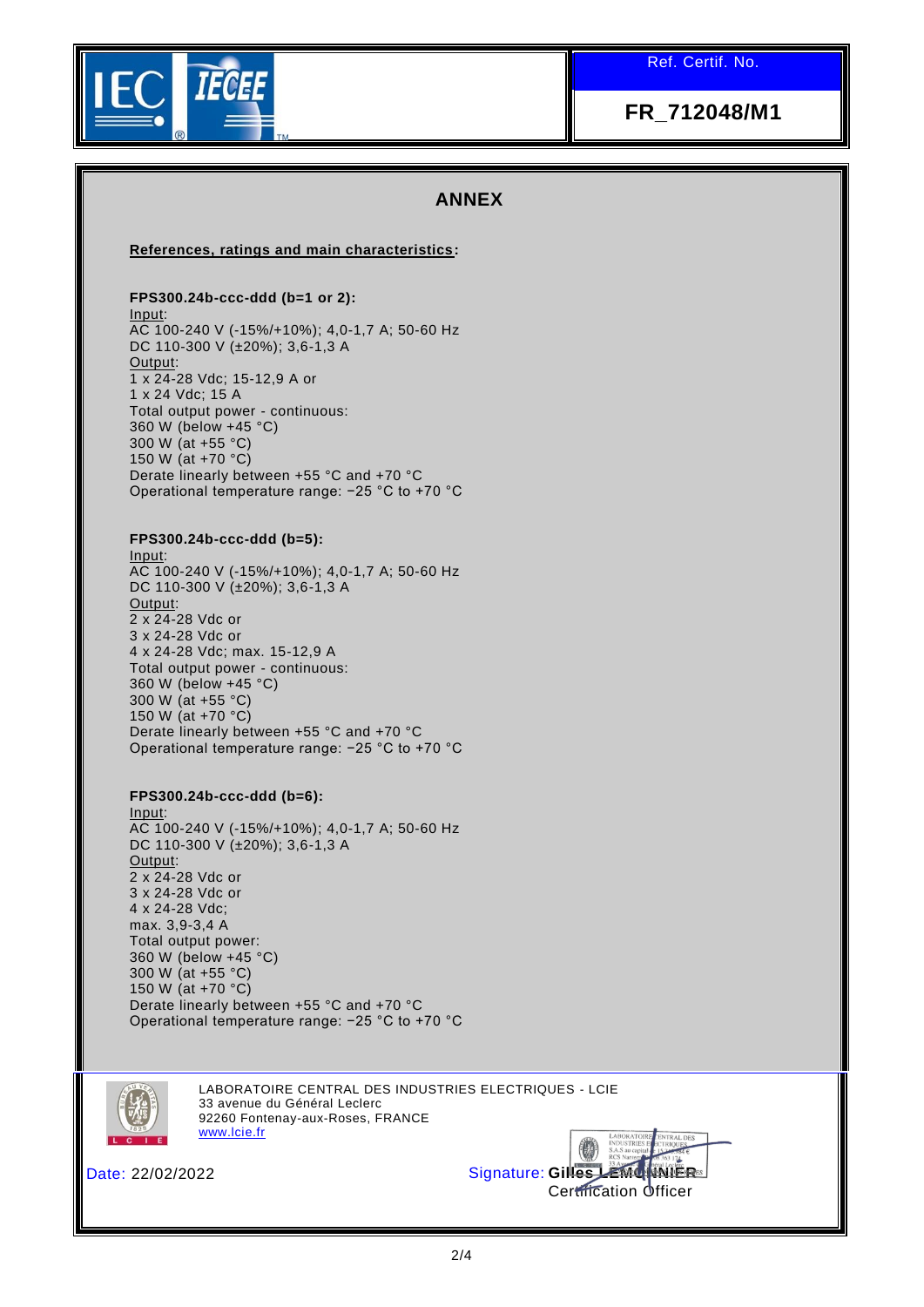IEC IECEE

Ref. Certif. No.

**FR_712048/M1**

## ANNEX

**References, ratings and main characteristics:**

**FPS300.24b-ccc-ddd (b=1 or 2):**
Input:
AC 100-240 V (-15%/+10%); 4,0-1,7 A; 50-60 Hz
DC 110-300 V (±20%); 3,6-1,3 A
Output:
1 x 24-28 Vdc; 15-12,9 A or
1 x 24 Vdc; 15 A
Total output power - continuous:
360 W (below +45 °C)
300 W (at +55 °C)
150 W (at +70 °C)
Derate linearly between +55 °C and +70 °C
Operational temperature range: −25 °C to +70 °C

**FPS300.24b-ccc-ddd (b=5):**
Input:
AC 100-240 V (-15%/+10%); 4,0-1,7 A; 50-60 Hz
DC 110-300 V (±20%); 3,6-1,3 A
Output:
2 x 24-28 Vdc or
3 x 24-28 Vdc or
4 x 24-28 Vdc; max. 15-12,9 A
Total output power - continuous:
360 W (below +45 °C)
300 W (at +55 °C)
150 W (at +70 °C)
Derate linearly between +55 °C and +70 °C
Operational temperature range: −25 °C to +70 °C

**FPS300.24b-ccc-ddd (b=6):**
Input:
AC 100-240 V (-15%/+10%); 4,0-1,7 A; 50-60 Hz
DC 110-300 V (±20%); 3,6-1,3 A
Output:
2 x 24-28 Vdc or
3 x 24-28 Vdc or
4 x 24-28 Vdc;
max. 3,9-3,4 A
Total output power:
360 W (below +45 °C)
300 W (at +55 °C)
150 W (at +70 °C)
Derate linearly between +55 °C and +70 °C
Operational temperature range: −25 °C to +70 °C

LABORATOIRE CENTRAL DES INDUSTRIES ELECTRIQUES - LCIE
33 avenue du Général Leclerc
92260 Fontenay-aux-Roses, FRANCE
www.lcie.fr

Date: 22/02/2022

Signature: **Gilles LEMONNIER**
Certification Officer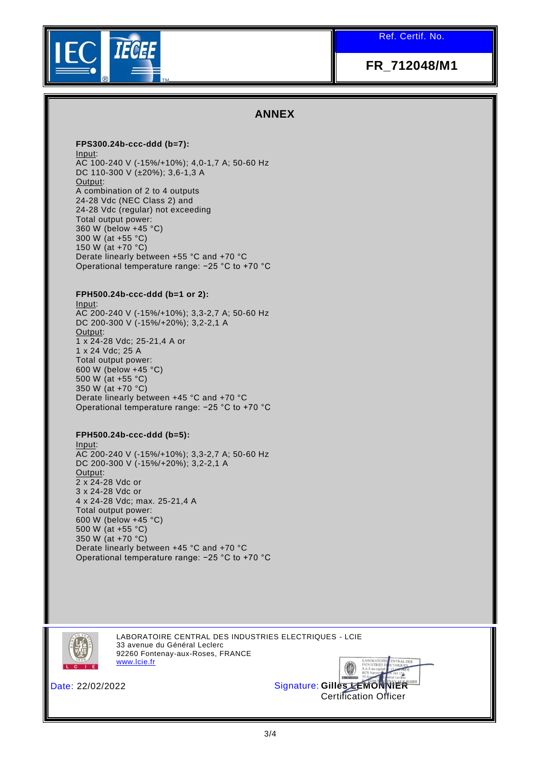Ref. Certif. No.

**FR_712048/M1**

## ANNEX

**FPS300.24b-ccc-ddd (b=7):**
Input:
AC 100-240 V (-15%/+10%); 4,0-1,7 A; 50-60 Hz
DC 110-300 V (±20%); 3,6-1,3 A
Output:
A combination of 2 to 4 outputs
24-28 Vdc (NEC Class 2) and
24-28 Vdc (regular) not exceeding
Total output power:
360 W (below +45 °C)
300 W (at +55 °C)
150 W (at +70 °C)
Derate linearly between +55 °C and +70 °C
Operational temperature range: −25 °C to +70 °C

**FPH500.24b-ccc-ddd (b=1 or 2):**
Input:
AC 200-240 V (-15%/+10%); 3,3-2,7 A; 50-60 Hz
DC 200-300 V (-15%/+20%); 3,2-2,1 A
Output:
1 x 24-28 Vdc; 25-21,4 A or
1 x 24 Vdc; 25 A
Total output power:
600 W (below +45 °C)
500 W (at +55 °C)
350 W (at +70 °C)
Derate linearly between +45 °C and +70 °C
Operational temperature range: −25 °C to +70 °C

**FPH500.24b-ccc-ddd (b=5):**
Input:
AC 200-240 V (-15%/+10%); 3,3-2,7 A; 50-60 Hz
DC 200-300 V (-15%/+20%); 3,2-2,1 A
Output:
2 x 24-28 Vdc or
3 x 24-28 Vdc or
4 x 24-28 Vdc; max. 25-21,4 A
Total output power:
600 W (below +45 °C)
500 W (at +55 °C)
350 W (at +70 °C)
Derate linearly between +45 °C and +70 °C
Operational temperature range: −25 °C to +70 °C

LABORATOIRE CENTRAL DES INDUSTRIES ELECTRIQUES - LCIE
33 avenue du Général Leclerc
92260 Fontenay-aux-Roses, FRANCE
www.lcie.fr

Date: 22/02/2022

Signature: **Gilles LEMONNIER**
Certification Officer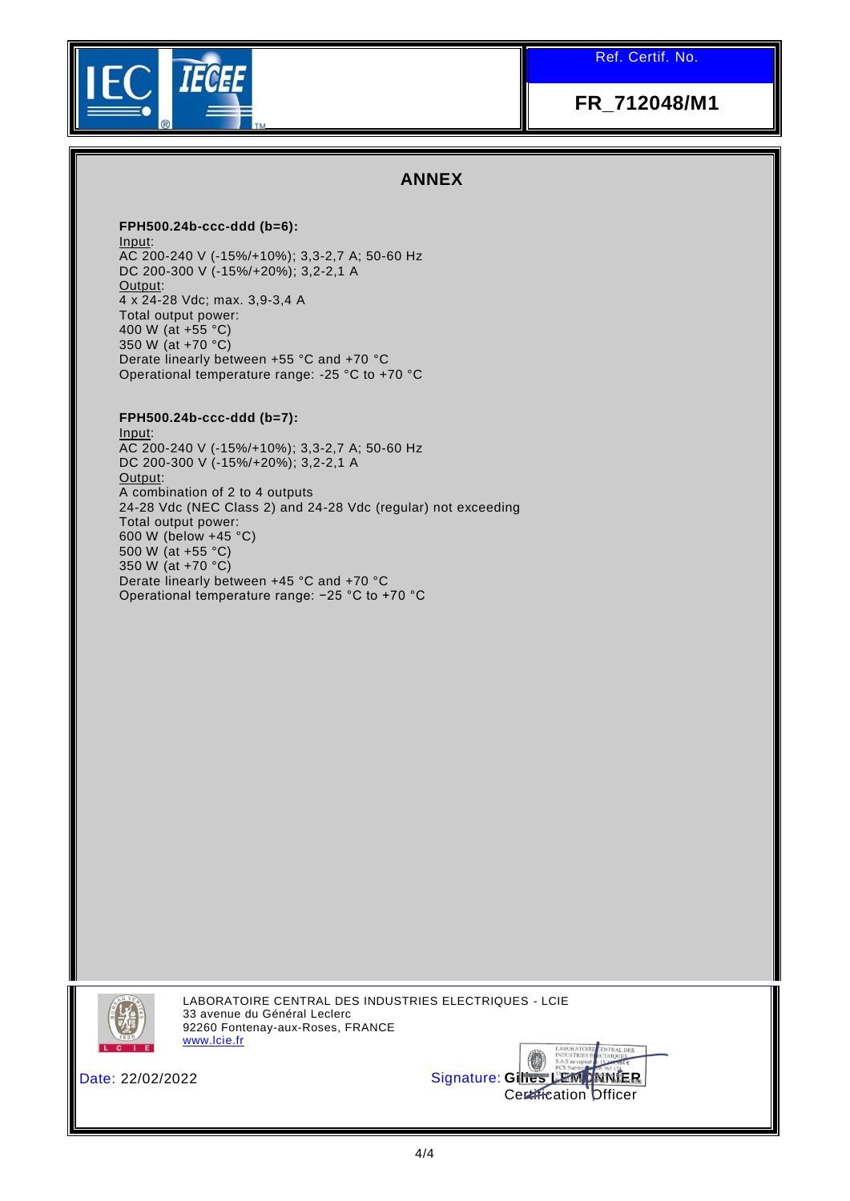Ref. Certif. No.

**FR_712048/M1**

## ANNEX

**FPH500.24b-ccc-ddd (b=6):**
Input:
AC 200-240 V (-15%/+10%); 3,3-2,7 A; 50-60 Hz
DC 200-300 V (-15%/+20%); 3,2-2,1 A
Output:
4 x 24-28 Vdc; max. 3,9-3,4 A
Total output power:
400 W (at +55 °C)
350 W (at +70 °C)
Derate linearly between +55 °C and +70 °C
Operational temperature range: -25 °C to +70 °C

**FPH500.24b-ccc-ddd (b=7):**
Input:
AC 200-240 V (-15%/+10%); 3,3-2,7 A; 50-60 Hz
DC 200-300 V (-15%/+20%); 3,2-2,1 A
Output:
A combination of 2 to 4 outputs
24-28 Vdc (NEC Class 2) and 24-28 Vdc (regular) not exceeding
Total output power:
600 W (below +45 °C)
500 W (at +55 °C)
350 W (at +70 °C)
Derate linearly between +45 °C and +70 °C
Operational temperature range: −25 °C to +70 °C

LABORATOIRE CENTRAL DES INDUSTRIES ELECTRIQUES - LCIE
33 avenue du Général Leclerc
92260 Fontenay-aux-Roses, FRANCE
www.lcie.fr

Date: 22/02/2022

Signature: **Gilles LEMONNIER**
Certification Officer